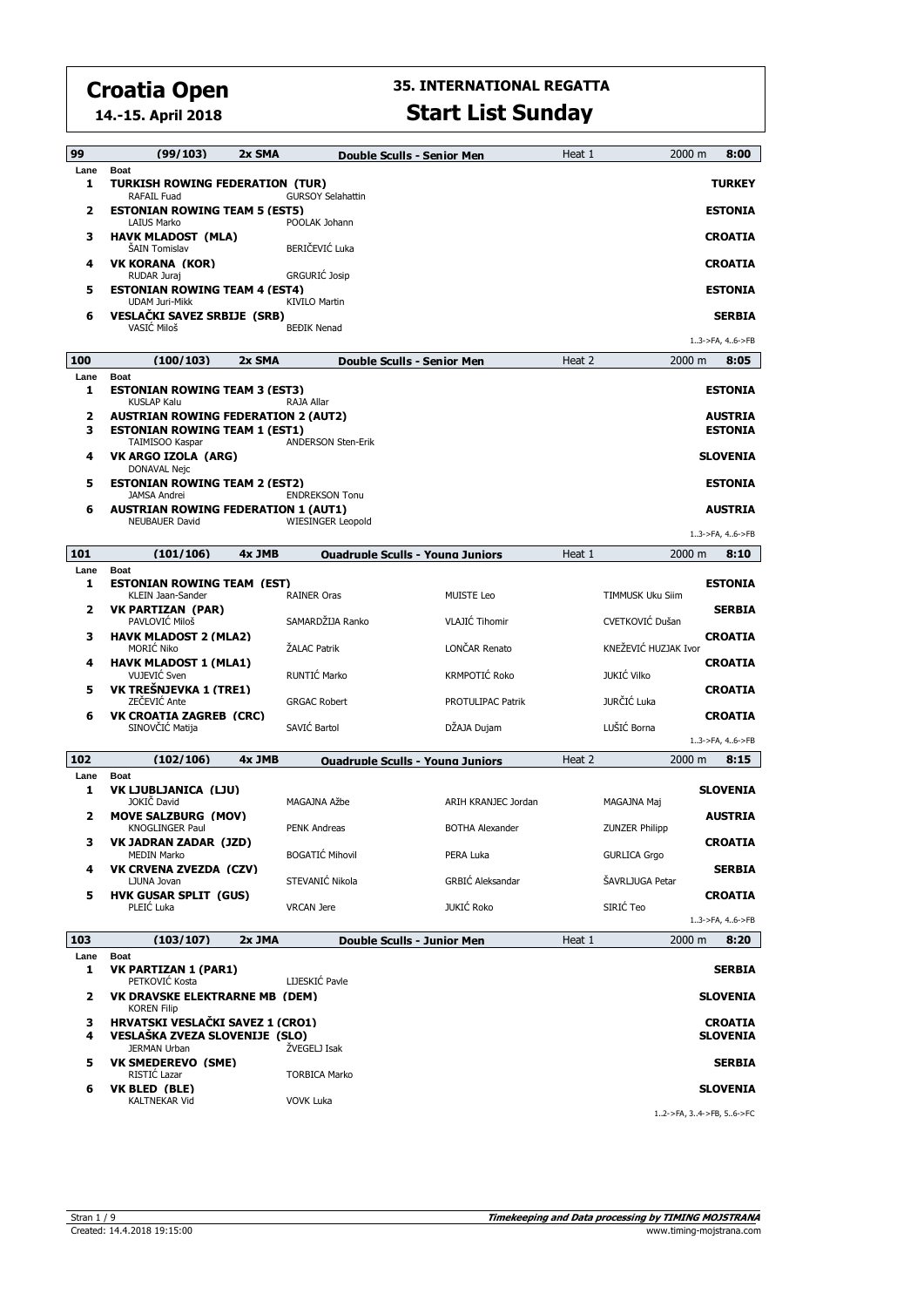# Croatia Open

**14.-15. April 2018**

## 35. INTERNATIONAL REGATTA

## Start List Sunday

### 99 (99/103) 2x SMA Double Sculls - Senior Men — Heat 1 — 2000 m — 8:00

| Lane | Boat | | | | | Country |
|---|---|---|---|---|---|---|
| 1 | **TURKISH ROWING FEDERATION (TUR)** | RAFAIL Fuad | GURSOY Selahattin | | | **TURKEY** |
| 2 | **ESTONIAN ROWING TEAM 5 (EST5)** | LAIUS Marko | POOLAK Johann | | | **ESTONIA** |
| 3 | **HAVK MLADOST (MLA)** | ŠAIN Tomislav | BERIČEVIĆ Luka | | | **CROATIA** |
| 4 | **VK KORANA (KOR)** | RUDAR Juraj | GRGURIĆ Josip | | | **CROATIA** |
| 5 | **ESTONIAN ROWING TEAM 4 (EST4)** | UDAM Juri-Mikk | KIVILO Martin | | | **ESTONIA** |
| 6 | **VESLAČKI SAVEZ SRBIJE (SRB)** | VASIĆ Miloš | BEĐIK Nenad | | | **SERBIA** |

1..3->FA, 4..6->FB

### 100 (100/103) 2x SMA Double Sculls - Senior Men — Heat 2 — 2000 m — 8:05

| Lane | Boat | | | | | Country |
|---|---|---|---|---|---|---|
| 1 | **ESTONIAN ROWING TEAM 3 (EST3)** | KUSLAP Kalu | RAJA Allar | | | **ESTONIA** |
| 2 | **AUSTRIAN ROWING FEDERATION 2 (AUT2)** | | | | | **AUSTRIA** |
| 3 | **ESTONIAN ROWING TEAM 1 (EST1)** | TAIMISOO Kaspar | ANDERSON Sten-Erik | | | **ESTONIA** |
| 4 | **VK ARGO IZOLA (ARG)** | DONAVAL Nejc | | | | **SLOVENIA** |
| 5 | **ESTONIAN ROWING TEAM 2 (EST2)** | JAMSA Andrei | ENDREKSON Tonu | | | **ESTONIA** |
| 6 | **AUSTRIAN ROWING FEDERATION 1 (AUT1)** | NEUBAUER David | WIESINGER Leopold | | | **AUSTRIA** |

1..3->FA, 4..6->FB

### 101 (101/106) 4x JMB Quadruple Sculls - Young Juniors — Heat 1 — 2000 m — 8:10

| Lane | Boat | | | | | Country |
|---|---|---|---|---|---|---|
| 1 | **ESTONIAN ROWING TEAM (EST)** | KLEIN Jaan-Sander | RAINER Oras | MUISTE Leo | TIMMUSK Uku Siim | **ESTONIA** |
| 2 | **VK PARTIZAN (PAR)** | PAVLOVIĆ Miloš | SAMARDŽIJA Ranko | VLAJIĆ Tihomir | CVETKOVIĆ Dušan | **SERBIA** |
| 3 | **HAVK MLADOST 2 (MLA2)** | MORIĆ Niko | ŽALAC Patrik | LONČAR Renato | KNEŽEVIĆ HUZJAK Ivor | **CROATIA** |
| 4 | **HAVK MLADOST 1 (MLA1)** | VUJEVIĆ Sven | RUNTIĆ Marko | KRMPOTIĆ Roko | JUKIĆ Vilko | **CROATIA** |
| 5 | **VK TREŠNJEVKA 1 (TRE1)** | ZEČEVIĆ Ante | GRGAC Robert | PROTULIPAC Patrik | JURČIĆ Luka | **CROATIA** |
| 6 | **VK CROATIA ZAGREB (CRC)** | SINOVČIĆ Matija | SAVIĆ Bartol | DŽAJA Dujam | LUŠIĆ Borna | **CROATIA** |

1..3->FA, 4..6->FB

### 102 (102/106) 4x JMB Quadruple Sculls - Young Juniors — Heat 2 — 2000 m — 8:15

| Lane | Boat | | | | | Country |
|---|---|---|---|---|---|---|
| 1 | **VK LJUBLJANICA (LJU)** | JOKIČ David | MAGAJNA Ažbe | ARIH KRANJEC Jordan | MAGAJNA Maj | **SLOVENIA** |
| 2 | **MOVE SALZBURG (MOV)** | KNOGLINGER Paul | PENK Andreas | BOTHA Alexander | ZUNZER Philipp | **AUSTRIA** |
| 3 | **VK JADRAN ZADAR (JZD)** | MEDIN Marko | BOGATIĆ Mihovil | PERA Luka | GURLICA Grgo | **CROATIA** |
| 4 | **VK CRVENA ZVEZDA (CZV)** | LJUNA Jovan | STEVANIĆ Nikola | GRBIĆ Aleksandar | ŠAVRLJUGA Petar | **SERBIA** |
| 5 | **HVK GUSAR SPLIT (GUS)** | PLEIĆ Luka | VRCAN Jere | JUKIĆ Roko | SIRIĆ Teo | **CROATIA** |

1..3->FA, 4..6->FB

### 103 (103/107) 2x JMA Double Sculls - Junior Men — Heat 1 — 2000 m — 8:20

| Lane | Boat | | | | | Country |
|---|---|---|---|---|---|---|
| 1 | **VK PARTIZAN 1 (PAR1)** | PETKOVIĆ Kosta | LIJESKIĆ Pavle | | | **SERBIA** |
| 2 | **VK DRAVSKE ELEKTRARNE MB (DEM)** | KOREN Filip | | | | **SLOVENIA** |
| 3 | **HRVATSKI VESLAČKI SAVEZ 1 (CRO1)** | | | | | **CROATIA** |
| 4 | **VESLAŠKA ZVEZA SLOVENIJE (SLO)** | JERMAN Urban | ŽVEGELJ Isak | | | **SLOVENIA** |
| 5 | **VK SMEDEREVO (SME)** | RISTIĆ Lazar | TORBICA Marko | | | **SERBIA** |
| 6 | **VK BLED (BLE)** | KALTNEKAR Vid | VOVK Luka | | | **SLOVENIA** |

1..2->FA, 3..4->FB, 5..6->FC

Created: 14.4.2018 19:15:00

*Timekeeping and Data processing by TIMING MOJSTRANA*
www.timing-mojstrana.com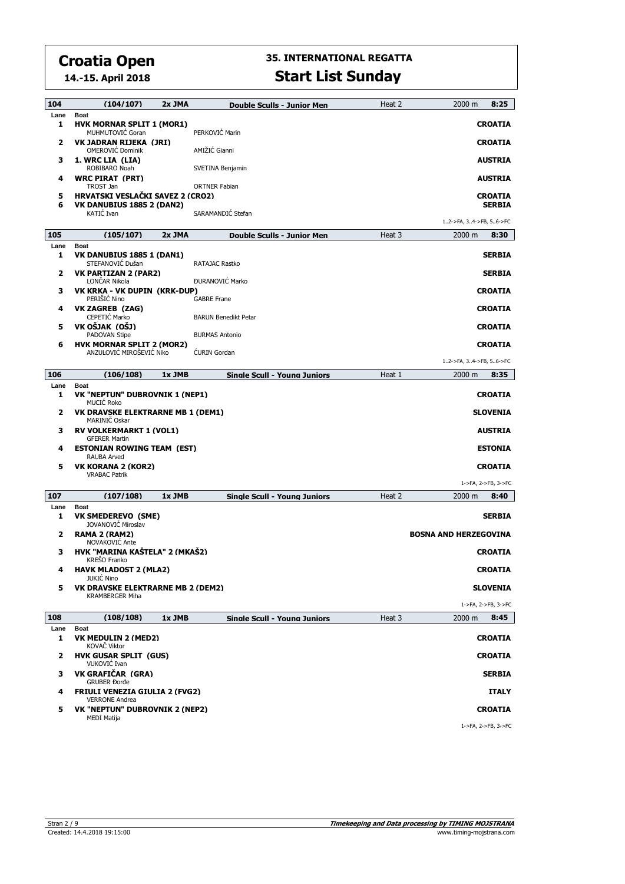# Croatia Open

**14.-15. April 2018**

## 35. INTERNATIONAL REGATTA

## Start List Sunday

| 104 | (104/107) | 2x JMA | Double Sculls - Junior Men | Heat 2 | 2000 m | 8:25 |
|---|---|---|---|---|---|---|
| Lane | Boat | | | | | |
| 1 | **HVK MORNAR SPLIT 1 (MOR1)** | | | | | **CROATIA** |
| | MUHMUTOVIĆ Goran | | PERKOVIĆ Marin | | | |
| 2 | **VK JADRAN RIJEKA (JRI)** | | | | | **CROATIA** |
| | OMEROVIĆ Dominik | | AMIŽIĆ Gianni | | | |
| 3 | **1. WRC LIA (LIA)** | | | | | **AUSTRIA** |
| | ROBIBARO Noah | | SVETINA Benjamin | | | |
| 4 | **WRC PIRAT (PRT)** | | | | | **AUSTRIA** |
| | TROST Jan | | ORTNER Fabian | | | |
| 5 | **HRVATSKI VESLAČKI SAVEZ 2 (CRO2)** | | | | | **CROATIA** |
| 6 | **VK DANUBIUS 1885 2 (DAN2)** | | | | | **SERBIA** |
| | KATIĆ Ivan | | SARAMANDIĆ Stefan | | | |
| | | | | | | 1..2->FA, 3..4->FB, 5..6->FC |

| 105 | (105/107) | 2x JMA | Double Sculls - Junior Men | Heat 3 | 2000 m | 8:30 |
|---|---|---|---|---|---|---|
| Lane | Boat | | | | | |
| 1 | **VK DANUBIUS 1885 1 (DAN1)** | | | | | **SERBIA** |
| | STEFANOVIĆ Dušan | | RATAJAC Rastko | | | |
| 2 | **VK PARTIZAN 2 (PAR2)** | | | | | **SERBIA** |
| | LONČAR Nikola | | ĐURANOVIĆ Marko | | | |
| 3 | **VK KRKA - VK DUPIN (KRK-DUP)** | | | | | **CROATIA** |
| | PERIŠIĆ Nino | | GABRE Frane | | | |
| 4 | **VK ZAGREB (ZAG)** | | | | | **CROATIA** |
| | CEPETIĆ Marko | | BARUN Benedikt Petar | | | |
| 5 | **VK OŠJAK (OŠJ)** | | | | | **CROATIA** |
| | PADOVAN Stipe | | BURMAS Antonio | | | |
| 6 | **HVK MORNAR SPLIT 2 (MOR2)** | | | | | **CROATIA** |
| | ANZULOVIĆ MIROŠEVIĆ Niko | | ĆURIN Gordan | | | |
| | | | | | | 1..2->FA, 3..4->FB, 5..6->FC |

| 106 | (106/108) | 1x JMB | Single Scull - Young Juniors | Heat 1 | 2000 m | 8:35 |
|---|---|---|---|---|---|---|
| Lane | Boat | | | | | |
| 1 | **VK "NEPTUN" DUBROVNIK 1 (NEP1)** | | | | | **CROATIA** |
| | MUCIĆ Roko | | | | | |
| 2 | **VK DRAVSKE ELEKTRARNE MB 1 (DEM1)** | | | | | **SLOVENIA** |
| | MARINIČ Oskar | | | | | |
| 3 | **RV VOLKERMARKT 1 (VOL1)** | | | | | **AUSTRIA** |
| | GFERER Martin | | | | | |
| 4 | **ESTONIAN ROWING TEAM (EST)** | | | | | **ESTONIA** |
| | RAUBA Arved | | | | | |
| 5 | **VK KORANA 2 (KOR2)** | | | | | **CROATIA** |
| | VRABAC Patrik | | | | | |
| | | | | | | 1->FA, 2->FB, 3->FC |

| 107 | (107/108) | 1x JMB | Single Scull - Young Juniors | Heat 2 | 2000 m | 8:40 |
|---|---|---|---|---|---|---|
| Lane | Boat | | | | | |
| 1 | **VK SMEDEREVO (SME)** | | | | | **SERBIA** |
| | JOVANOVIĆ Miroslav | | | | | |
| 2 | **RAMA 2 (RAM2)** | | | | | **BOSNA AND HERZEGOVINA** |
| | NOVAKOVIĆ Ante | | | | | |
| 3 | **HVK "MARINA KAŠTELA" 2 (MKAŠ2)** | | | | | **CROATIA** |
| | KREŠO Franko | | | | | |
| 4 | **HAVK MLADOST 2 (MLA2)** | | | | | **CROATIA** |
| | JUKIĆ Nino | | | | | |
| 5 | **VK DRAVSKE ELEKTRARNE MB 2 (DEM2)** | | | | | **SLOVENIA** |
| | KRAMBERGER Miha | | | | | |
| | | | | | | 1->FA, 2->FB, 3->FC |

| 108 | (108/108) | 1x JMB | Single Scull - Young Juniors | Heat 3 | 2000 m | 8:45 |
|---|---|---|---|---|---|---|
| Lane | Boat | | | | | |
| 1 | **VK MEDULIN 2 (MED2)** | | | | | **CROATIA** |
| | KOVAČ Viktor | | | | | |
| 2 | **HVK GUSAR SPLIT (GUS)** | | | | | **CROATIA** |
| | VUKOVIĆ Ivan | | | | | |
| 3 | **VK GRAFIČAR (GRA)** | | | | | **SERBIA** |
| | GRUBER Đorđe | | | | | |
| 4 | **FRIULI VENEZIA GIULIA 2 (FVG2)** | | | | | **ITALY** |
| | VERRONE Andrea | | | | | |
| 5 | **VK "NEPTUN" DUBROVNIK 2 (NEP2)** | | | | | **CROATIA** |
| | MEDI Matija | | | | | |
| | | | | | | 1->FA, 2->FB, 3->FC |

Created: 14.4.2018 19:15:00

*Timekeeping and Data processing by TIMING MOJSTRANA*
www.timing-mojstrana.com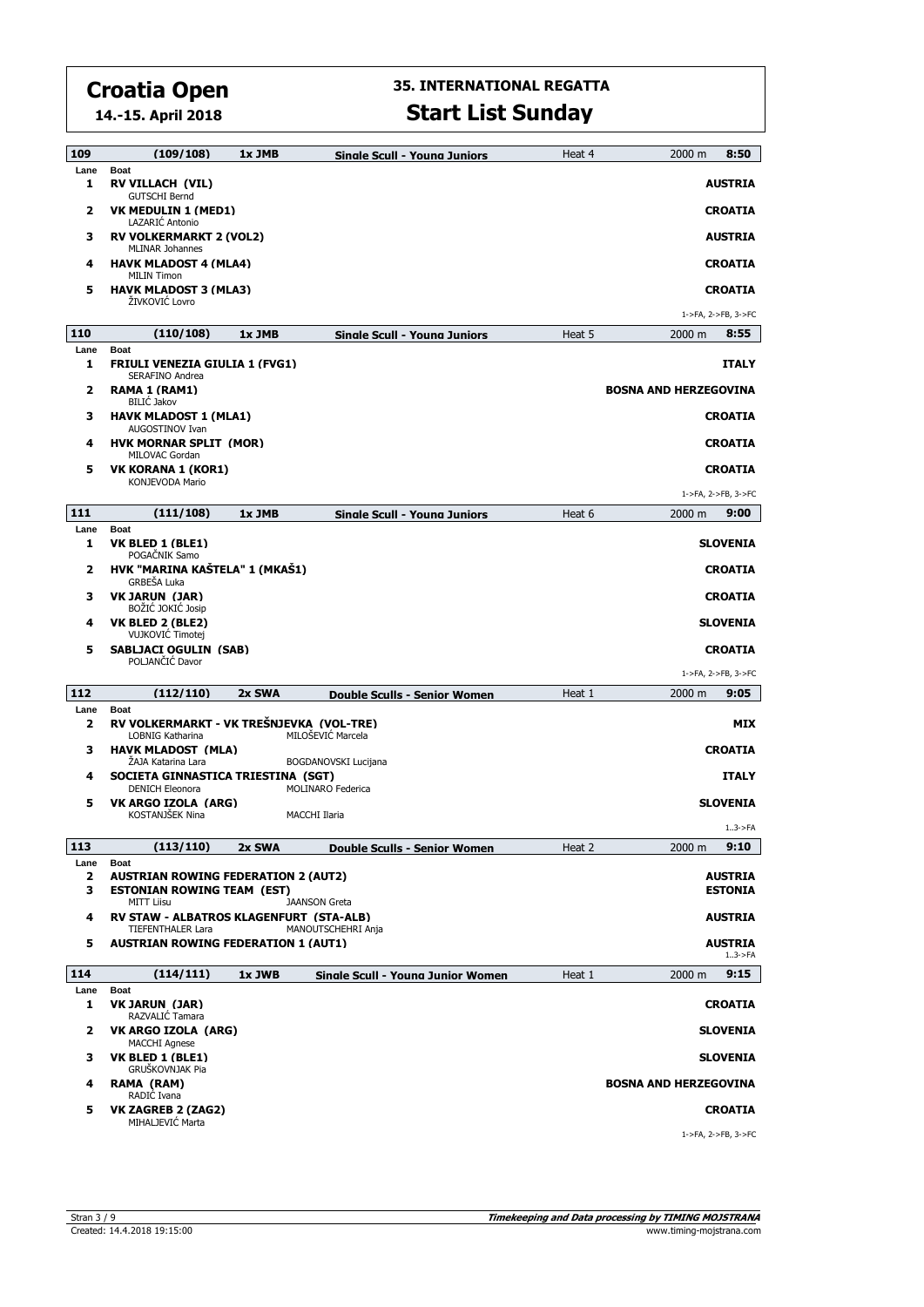# Croatia Open

**14.-15. April 2018**

## 35. INTERNATIONAL REGATTA

## Start List Sunday

| 109 | (109/108) | 1x JMB | Single Scull - Young Juniors | Heat 4 | 2000 m | 8:50 |
|---|---|---|---|---|---|---|
| **Lane** | **Boat** | | | | | |
| **1** | **RV VILLACH (VIL)** GUTSCHI Bernd | | | | | **AUSTRIA** |
| **2** | **VK MEDULIN 1 (MED1)** LAZARIĆ Antonio | | | | | **CROATIA** |
| **3** | **RV VOLKERMARKT 2 (VOL2)** MLINAR Johannes | | | | | **AUSTRIA** |
| **4** | **HAVK MLADOST 4 (MLA4)** MILIN Timon | | | | | **CROATIA** |
| **5** | **HAVK MLADOST 3 (MLA3)** ŽIVKOVIĆ Lovro | | | | | **CROATIA** |
| | | | | | | 1->FA, 2->FB, 3->FC |

| 110 | (110/108) | 1x JMB | Single Scull - Young Juniors | Heat 5 | 2000 m | 8:55 |
|---|---|---|---|---|---|---|
| **Lane** | **Boat** | | | | | |
| **1** | **FRIULI VENEZIA GIULIA 1 (FVG1)** SERAFINO Andrea | | | | | **ITALY** |
| **2** | **RAMA 1 (RAM1)** BILIĆ Jakov | | | | | **BOSNA AND HERZEGOVINA** |
| **3** | **HAVK MLADOST 1 (MLA1)** AUGOSTINOV Ivan | | | | | **CROATIA** |
| **4** | **HVK MORNAR SPLIT (MOR)** MILOVAC Gordan | | | | | **CROATIA** |
| **5** | **VK KORANA 1 (KOR1)** KONJEVODA Mario | | | | | **CROATIA** |
| | | | | | | 1->FA, 2->FB, 3->FC |

| 111 | (111/108) | 1x JMB | Single Scull - Young Juniors | Heat 6 | 2000 m | 9:00 |
|---|---|---|---|---|---|---|
| **Lane** | **Boat** | | | | | |
| **1** | **VK BLED 1 (BLE1)** POGAČNIK Samo | | | | | **SLOVENIA** |
| **2** | **HVK "MARINA KAŠTELA" 1 (MKAŠ1)** GRBEŠA Luka | | | | | **CROATIA** |
| **3** | **VK JARUN (JAR)** BOŽIĆ JOKIĆ Josip | | | | | **CROATIA** |
| **4** | **VK BLED 2 (BLE2)** VUJKOVIĆ Timotej | | | | | **SLOVENIA** |
| **5** | **SABLJACI OGULIN (SAB)** POLJANČIĆ Davor | | | | | **CROATIA** |
| | | | | | | 1->FA, 2->FB, 3->FC |

| 112 | (112/110) | 2x SWA | Double Sculls - Senior Women | Heat 1 | 2000 m | 9:05 |
|---|---|---|---|---|---|---|
| **Lane** | **Boat** | | | | | |
| **2** | **RV VOLKERMARKT - VK TREŠNJEVKA (VOL-TRE)** LOBNIG Katharina | | MILOŠEVIĆ Marcela | | | **MIX** |
| **3** | **HAVK MLADOST (MLA)** ŽAJA Katarina Lara | | BOGDANOVSKI Lucijana | | | **CROATIA** |
| **4** | **SOCIETA GINNASTICA TRIESTINA (SGT)** DENICH Eleonora | | MOLINARO Federica | | | **ITALY** |
| **5** | **VK ARGO IZOLA (ARG)** KOSTANJŠEK Nina | | MACCHI Ilaria | | | **SLOVENIA** |
| | | | | | | 1..3->FA |

| 113 | (113/110) | 2x SWA | Double Sculls - Senior Women | Heat 2 | 2000 m | 9:10 |
|---|---|---|---|---|---|---|
| **Lane** | **Boat** | | | | | |
| **2** | **AUSTRIAN ROWING FEDERATION 2 (AUT2)** | | | | | **AUSTRIA** |
| **3** | **ESTONIAN ROWING TEAM (EST)** MITT Liisu | | JAANSON Greta | | | **ESTONIA** |
| **4** | **RV STAW - ALBATROS KLAGENFURT (STA-ALB)** TIEFENTHALER Lara | | MANOUTSCHEHRI Anja | | | **AUSTRIA** |
| **5** | **AUSTRIAN ROWING FEDERATION 1 (AUT1)** | | | | | **AUSTRIA** |
| | | | | | | 1..3->FA |

| 114 | (114/111) | 1x JWB | Single Scull - Young Junior Women | Heat 1 | 2000 m | 9:15 |
|---|---|---|---|---|---|---|
| **Lane** | **Boat** | | | | | |
| **1** | **VK JARUN (JAR)** RAZVALIĆ Tamara | | | | | **CROATIA** |
| **2** | **VK ARGO IZOLA (ARG)** MACCHI Agnese | | | | | **SLOVENIA** |
| **3** | **VK BLED 1 (BLE1)** GRUŠKOVNJAK Pia | | | | | **SLOVENIA** |
| **4** | **RAMA (RAM)** RADIĆ Ivana | | | | | **BOSNA AND HERZEGOVINA** |
| **5** | **VK ZAGREB 2 (ZAG2)** MIHALJEVIĆ Marta | | | | | **CROATIA** |
| | | | | | | 1->FA, 2->FB, 3->FC |

Created: 14.4.2018 19:15:00

**Timekeeping and Data processing by TIMING MOJSTRANA**
www.timing-mojstrana.com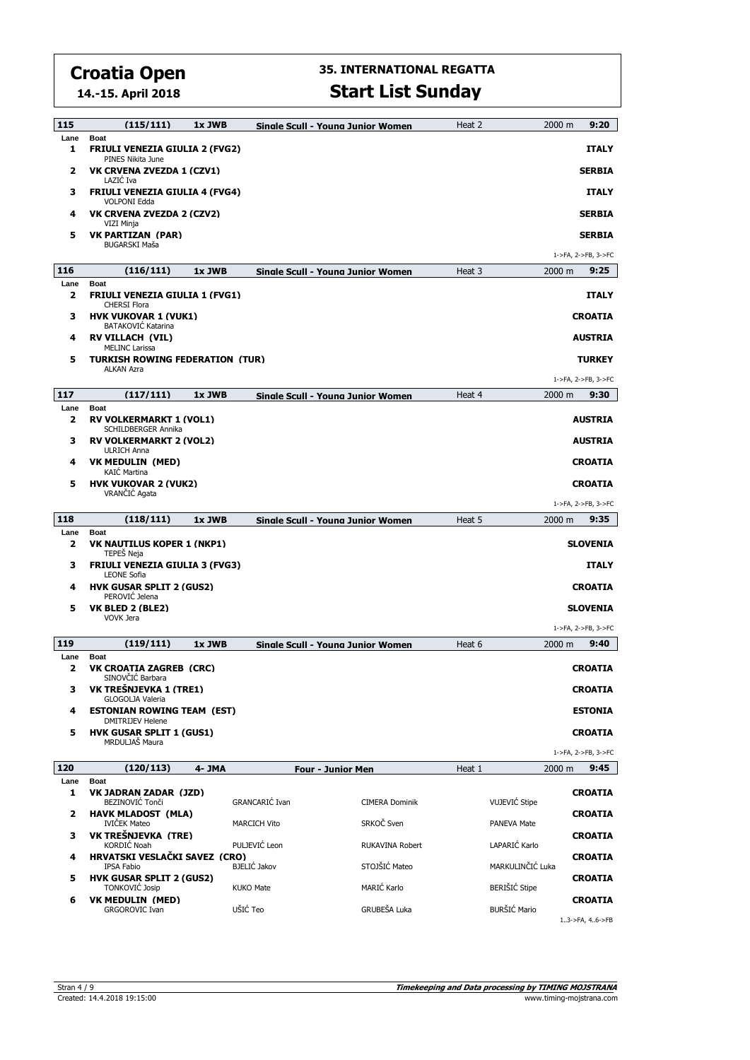# Croatia Open

**14.-15. April 2018**

## 35. INTERNATIONAL REGATTA

## Start List Sunday

### 115 (115/111) 1x JWB Single Scull - Young Junior Women — Heat 2 — 2000 m — 9:20

| Lane | Boat | Country |
|---|---|---|
| 1 | **FRIULI VENEZIA GIULIA 2 (FVG2)**<br>PINES Nikita June | **ITALY** |
| 2 | **VK CRVENA ZVEZDA 1 (CZV1)**<br>LAZIĆ Iva | **SERBIA** |
| 3 | **FRIULI VENEZIA GIULIA 4 (FVG4)**<br>VOLPONI Edda | **ITALY** |
| 4 | **VK CRVENA ZVEZDA 2 (CZV2)**<br>VIZI Minja | **SERBIA** |
| 5 | **VK PARTIZAN (PAR)**<br>BUGARSKI Maša | **SERBIA** |

1->FA, 2->FB, 3->FC

### 116 (116/111) 1x JWB Single Scull - Young Junior Women — Heat 3 — 2000 m — 9:25

| Lane | Boat | Country |
|---|---|---|
| 2 | **FRIULI VENEZIA GIULIA 1 (FVG1)**<br>CHERSI Flora | **ITALY** |
| 3 | **HVK VUKOVAR 1 (VUK1)**<br>BATAKOVIĆ Katarina | **CROATIA** |
| 4 | **RV VILLACH (VIL)**<br>MELINC Larissa | **AUSTRIA** |
| 5 | **TURKISH ROWING FEDERATION (TUR)**<br>ALKAN Azra | **TURKEY** |

1->FA, 2->FB, 3->FC

### 117 (117/111) 1x JWB Single Scull - Young Junior Women — Heat 4 — 2000 m — 9:30

| Lane | Boat | Country |
|---|---|---|
| 2 | **RV VOLKERMARKT 1 (VOL1)**<br>SCHILDBERGER Annika | **AUSTRIA** |
| 3 | **RV VOLKERMARKT 2 (VOL2)**<br>ULRICH Anna | **AUSTRIA** |
| 4 | **VK MEDULIN (MED)**<br>KAIĆ Martina | **CROATIA** |
| 5 | **HVK VUKOVAR 2 (VUK2)**<br>VRANČIĆ Agata | **CROATIA** |

1->FA, 2->FB, 3->FC

### 118 (118/111) 1x JWB Single Scull - Young Junior Women — Heat 5 — 2000 m — 9:35

| Lane | Boat | Country |
|---|---|---|
| 2 | **VK NAUTILUS KOPER 1 (NKP1)**<br>TEPEŠ Neja | **SLOVENIA** |
| 3 | **FRIULI VENEZIA GIULIA 3 (FVG3)**<br>LEONE Sofia | **ITALY** |
| 4 | **HVK GUSAR SPLIT 2 (GUS2)**<br>PEROVIĆ Jelena | **CROATIA** |
| 5 | **VK BLED 2 (BLE2)**<br>VOVK Jera | **SLOVENIA** |

1->FA, 2->FB, 3->FC

### 119 (119/111) 1x JWB Single Scull - Young Junior Women — Heat 6 — 2000 m — 9:40

| Lane | Boat | Country |
|---|---|---|
| 2 | **VK CROATIA ZAGREB (CRC)**<br>SINOVČIĆ Barbara | **CROATIA** |
| 3 | **VK TREŠNJEVKA 1 (TRE1)**<br>GLOGOLJA Valeria | **CROATIA** |
| 4 | **ESTONIAN ROWING TEAM (EST)**<br>DMITRIJEV Helene | **ESTONIA** |
| 5 | **HVK GUSAR SPLIT 1 (GUS1)**<br>MRDULJAŠ Maura | **CROATIA** |

1->FA, 2->FB, 3->FC

### 120 (120/113) 4- JMA Four - Junior Men — Heat 1 — 2000 m — 9:45

| Lane | Boat | | | | Country |
|---|---|---|---|---|---|
| 1 | **VK JADRAN ZADAR (JZD)**<br>BEZINOVIĆ Tonči | GRANCARIĆ Ivan | CIMERA Dominik | VUJEVIĆ Stipe | **CROATIA** |
| 2 | **HAVK MLADOST (MLA)**<br>IVIČEK Mateo | MARCICH Vito | SRKOČ Sven | PANEVA Mate | **CROATIA** |
| 3 | **VK TREŠNJEVKA (TRE)**<br>KORDIĆ Noah | PULJEVIĆ Leon | RUKAVINA Robert | LAPARIĆ Karlo | **CROATIA** |
| 4 | **HRVATSKI VESLAČKI SAVEZ (CRO)**<br>IPSA Fabio | BJELIĆ Jakov | STOJŠIĆ Mateo | MARKULINČIĆ Luka | **CROATIA** |
| 5 | **HVK GUSAR SPLIT 2 (GUS2)**<br>TONKOVIĆ Josip | KUKO Mate | MARIĆ Karlo | BERIŠIĆ Stipe | **CROATIA** |
| 6 | **VK MEDULIN (MED)**<br>GRGOROVIC Ivan | UŠIĆ Teo | GRUBEŠA Luka | BURŠIĆ Mario | **CROATIA** |

1..3->FA, 4..6->FB

Created: 14.4.2018 19:15:00

Timekeeping and Data processing by TIMING MOJSTRANA — www.timing-mojstrana.com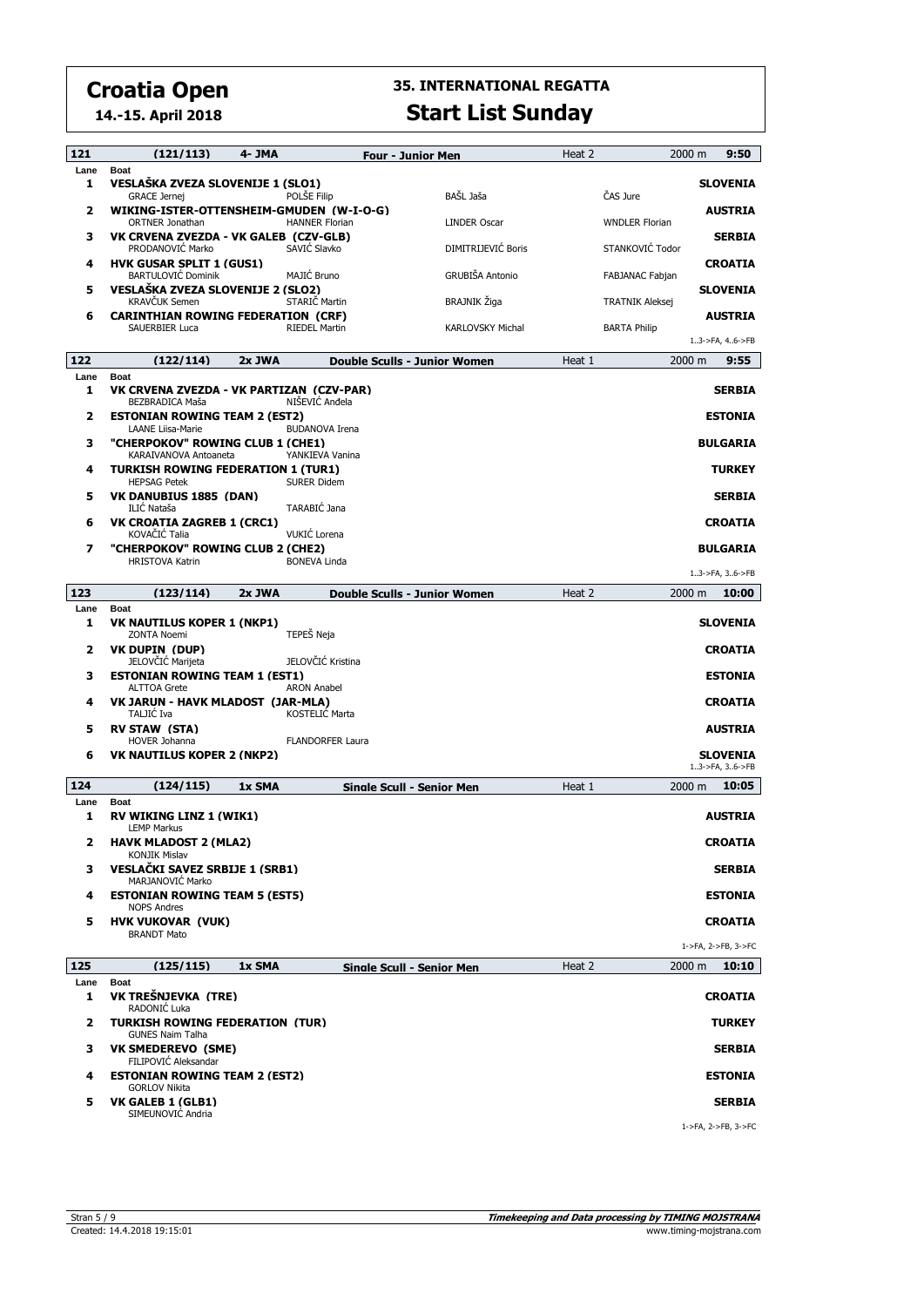# Croatia Open

**14.-15. April 2018**

## 35. INTERNATIONAL REGATTA

## Start List Sunday

### 121 (121/113) 4- JMA — Four - Junior Men — Heat 2 — 2000 m — 9:50

| Lane | Boat | | | | Country |
|---|---|---|---|---|---|
| 1 | **VESLAŠKA ZVEZA SLOVENIJE 1 (SLO1)** | | | | **SLOVENIA** |
| | GRACE Jernej | POLŠE Filip | BAŠL Jaša | ČAS Jure | |
| 2 | **WIKING-ISTER-OTTENSHEIM-GMUDEN (W-I-O-G)** | | | | **AUSTRIA** |
| | ORTNER Jonathan | HANNER Florian | LINDER Oscar | WNDLER Florian | |
| 3 | **VK CRVENA ZVEZDA - VK GALEB (CZV-GLB)** | | | | **SERBIA** |
| | PRODANOVIĆ Marko | SAVIĆ Slavko | DIMITRIJEVIĆ Boris | STANKOVIĆ Todor | |
| 4 | **HVK GUSAR SPLIT 1 (GUS1)** | | | | **CROATIA** |
| | BARTULOVIĆ Dominik | MAJIĆ Bruno | GRUBIŠA Antonio | FABJANAC Fabjan | |
| 5 | **VESLAŠKA ZVEZA SLOVENIJE 2 (SLO2)** | | | | **SLOVENIA** |
| | KRAVČUK Semen | STARIČ Martin | BRAJNIK Žiga | TRATNIK Aleksej | |
| 6 | **CARINTHIAN ROWING FEDERATION (CRF)** | | | | **AUSTRIA** |
| | SAUERBIER Luca | RIEDEL Martin | KARLOVSKY Michal | BARTA Philip | |

1..3->FA, 4..6->FB

### 122 (122/114) 2x JWA — Double Sculls - Junior Women — Heat 1 — 2000 m — 9:55

| Lane | Boat | | Country |
|---|---|---|---|
| 1 | **VK CRVENA ZVEZDA - VK PARTIZAN (CZV-PAR)** | | **SERBIA** |
| | BEZBRADICA Maša | NIŠEVIĆ Anđela | |
| 2 | **ESTONIAN ROWING TEAM 2 (EST2)** | | **ESTONIA** |
| | LAANE Liisa-Marie | BUDANOVA Irena | |
| 3 | **"CHERPOKOV" ROWING CLUB 1 (CHE1)** | | **BULGARIA** |
| | KARAIVANOVA Antoaneta | YANKIEVA Vanina | |
| 4 | **TURKISH ROWING FEDERATION 1 (TUR1)** | | **TURKEY** |
| | HEPSAG Petek | SURER Didem | |
| 5 | **VK DANUBIUS 1885 (DAN)** | | **SERBIA** |
| | ILIĆ Nataša | TARABIĆ Jana | |
| 6 | **VK CROATIA ZAGREB 1 (CRC1)** | | **CROATIA** |
| | KOVAČIĆ Talia | VUKIĆ Lorena | |
| 7 | **"CHERPOKOV" ROWING CLUB 2 (CHE2)** | | **BULGARIA** |
| | HRISTOVA Katrin | BONEVA Linda | |

1..3->FA, 3..6->FB

### 123 (123/114) 2x JWA — Double Sculls - Junior Women — Heat 2 — 2000 m — 10:00

| Lane | Boat | | Country |
|---|---|---|---|
| 1 | **VK NAUTILUS KOPER 1 (NKP1)** | | **SLOVENIA** |
| | ZONTA Noemi | TEPEŠ Neja | |
| 2 | **VK DUPIN (DUP)** | | **CROATIA** |
| | JELOVČIĆ Marijeta | JELOVČIĆ Kristina | |
| 3 | **ESTONIAN ROWING TEAM 1 (EST1)** | | **ESTONIA** |
| | ALTTOA Grete | ARON Anabel | |
| 4 | **VK JARUN - HAVK MLADOST (JAR-MLA)** | | **CROATIA** |
| | TALJIĆ Iva | KOSTELIĆ Marta | |
| 5 | **RV STAW (STA)** | | **AUSTRIA** |
| | HOVER Johanna | FLANDORFER Laura | |
| 6 | **VK NAUTILUS KOPER 2 (NKP2)** | | **SLOVENIA** |

1..3->FA, 3..6->FB

### 124 (124/115) 1x SMA — Single Scull - Senior Men — Heat 1 — 2000 m — 10:05

| Lane | Boat | Country |
|---|---|---|
| 1 | **RV WIKING LINZ 1 (WIK1)** | **AUSTRIA** |
| | LEMP Markus | |
| 2 | **HAVK MLADOST 2 (MLA2)** | **CROATIA** |
| | KONJIK Mislav | |
| 3 | **VESLAČKI SAVEZ SRBIJE 1 (SRB1)** | **SERBIA** |
| | MARJANOVIĆ Marko | |
| 4 | **ESTONIAN ROWING TEAM 5 (EST5)** | **ESTONIA** |
| | NOPS Andres | |
| 5 | **HVK VUKOVAR (VUK)** | **CROATIA** |
| | BRANDT Mato | |

1->FA, 2->FB, 3->FC

### 125 (125/115) 1x SMA — Single Scull - Senior Men — Heat 2 — 2000 m — 10:10

| Lane | Boat | Country |
|---|---|---|
| 1 | **VK TREŠNJEVKA (TRE)** | **CROATIA** |
| | RADONIĆ Luka | |
| 2 | **TURKISH ROWING FEDERATION (TUR)** | **TURKEY** |
| | GUNES Naim Talha | |
| 3 | **VK SMEDEREVO (SME)** | **SERBIA** |
| | FILIPOVIĆ Aleksandar | |
| 4 | **ESTONIAN ROWING TEAM 2 (EST2)** | **ESTONIA** |
| | GORLOV Nikita | |
| 5 | **VK GALEB 1 (GLB1)** | **SERBIA** |
| | SIMEUNOVIĆ Andria | |

1->FA, 2->FB, 3->FC

Created: 14.4.2018 19:15:01

**Timekeeping and Data processing by TIMING MOJSTRANA**
www.timing-mojstrana.com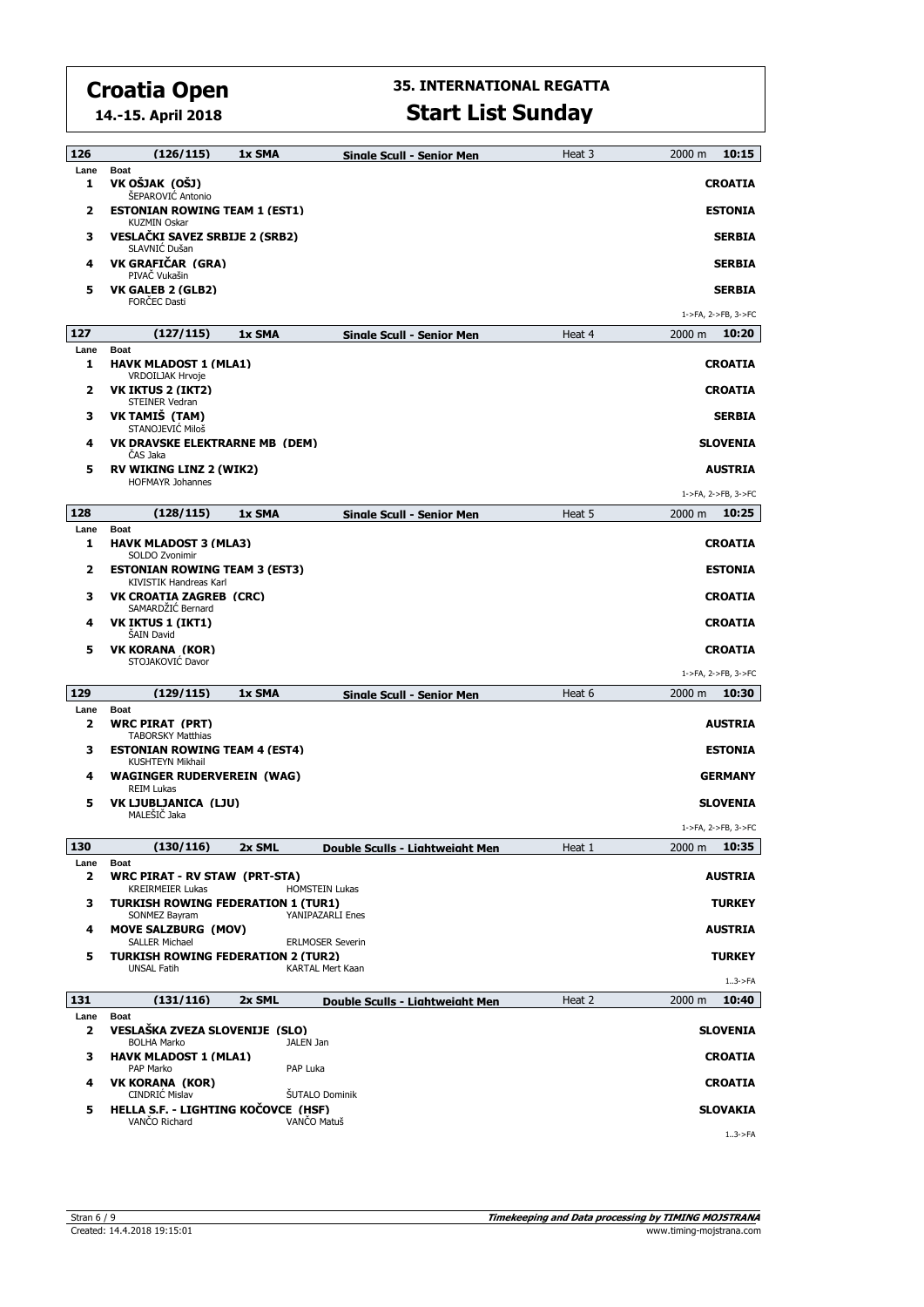# Croatia Open

**14.-15. April 2018**

## 35. INTERNATIONAL REGATTA

## Start List Sunday

### 126 (126/115) 1x SMA — Single Scull - Senior Men — Heat 3 — 2000 m — 10:15

| Lane | Boat | Country |
|---|---|---|
| 1 | **VK OŠJAK (OŠJ)**<br>ŠEPAROVIĆ Antonio | **CROATIA** |
| 2 | **ESTONIAN ROWING TEAM 1 (EST1)**<br>KUZMIN Oskar | **ESTONIA** |
| 3 | **VESLAČKI SAVEZ SRBIJE 2 (SRB2)**<br>SLAVNIĆ Dušan | **SERBIA** |
| 4 | **VK GRAFIČAR (GRA)**<br>PIVAČ Vukašin | **SERBIA** |
| 5 | **VK GALEB 2 (GLB2)**<br>FORČEC Dasti | **SERBIA** |

1->FA, 2->FB, 3->FC

### 127 (127/115) 1x SMA — Single Scull - Senior Men — Heat 4 — 2000 m — 10:20

| Lane | Boat | Country |
|---|---|---|
| 1 | **HAVK MLADOST 1 (MLA1)**<br>VRDOILJAK Hrvoje | **CROATIA** |
| 2 | **VK IKTUS 2 (IKT2)**<br>STEINER Vedran | **CROATIA** |
| 3 | **VK TAMIŠ (TAM)**<br>STANOJEVIĆ Miloš | **SERBIA** |
| 4 | **VK DRAVSKE ELEKTRARNE MB (DEM)**<br>ČAS Jaka | **SLOVENIA** |
| 5 | **RV WIKING LINZ 2 (WIK2)**<br>HOFMAYR Johannes | **AUSTRIA** |

1->FA, 2->FB, 3->FC

### 128 (128/115) 1x SMA — Single Scull - Senior Men — Heat 5 — 2000 m — 10:25

| Lane | Boat | Country |
|---|---|---|
| 1 | **HAVK MLADOST 3 (MLA3)**<br>SOLDO Zvonimir | **CROATIA** |
| 2 | **ESTONIAN ROWING TEAM 3 (EST3)**<br>KIVISTIK Handreas Karl | **ESTONIA** |
| 3 | **VK CROATIA ZAGREB (CRC)**<br>SAMARDŽIĆ Bernard | **CROATIA** |
| 4 | **VK IKTUS 1 (IKT1)**<br>ŠAIN David | **CROATIA** |
| 5 | **VK KORANA (KOR)**<br>STOJAKOVIĆ Davor | **CROATIA** |

1->FA, 2->FB, 3->FC

### 129 (129/115) 1x SMA — Single Scull - Senior Men — Heat 6 — 2000 m — 10:30

| Lane | Boat | Country |
|---|---|---|
| 2 | **WRC PIRAT (PRT)**<br>TABORSKY Matthias | **AUSTRIA** |
| 3 | **ESTONIAN ROWING TEAM 4 (EST4)**<br>KUSHTEYN Mikhail | **ESTONIA** |
| 4 | **WAGINGER RUDERVEREIN (WAG)**<br>REIM Lukas | **GERMANY** |
| 5 | **VK LJUBLJANICA (LJU)**<br>MALEŠIČ Jaka | **SLOVENIA** |

1->FA, 2->FB, 3->FC

### 130 (130/116) 2x SML — Double Sculls - Lightweight Men — Heat 1 — 2000 m — 10:35

| Lane | Boat | Country |
|---|---|---|
| 2 | **WRC PIRAT - RV STAW (PRT-STA)**<br>KREIRMEIER Lukas, HOMSTEIN Lukas | **AUSTRIA** |
| 3 | **TURKISH ROWING FEDERATION 1 (TUR1)**<br>SONMEZ Bayram, YANIPAZARLI Enes | **TURKEY** |
| 4 | **MOVE SALZBURG (MOV)**<br>SALLER Michael, ERLMOSER Severin | **AUSTRIA** |
| 5 | **TURKISH ROWING FEDERATION 2 (TUR2)**<br>UNSAL Fatih, KARTAL Mert Kaan | **TURKEY** |

1..3->FA

### 131 (131/116) 2x SML — Double Sculls - Lightweight Men — Heat 2 — 2000 m — 10:40

| Lane | Boat | Country |
|---|---|---|
| 2 | **VESLAŠKA ZVEZA SLOVENIJE (SLO)**<br>BOLHA Marko, JALEN Jan | **SLOVENIA** |
| 3 | **HAVK MLADOST 1 (MLA1)**<br>PAP Marko, PAP Luka | **CROATIA** |
| 4 | **VK KORANA (KOR)**<br>CINDRIĆ Mislav, ŠUTALO Dominik | **CROATIA** |
| 5 | **HELLA S.F. - LIGHTING KOČOVCE (HSF)**<br>VANČO Richard, VANČO Matuš | **SLOVAKIA** |

1..3->FA

Created: 14.4.2018 19:15:01

**Timekeeping and Data processing by TIMING MOJSTRANA**
www.timing-mojstrana.com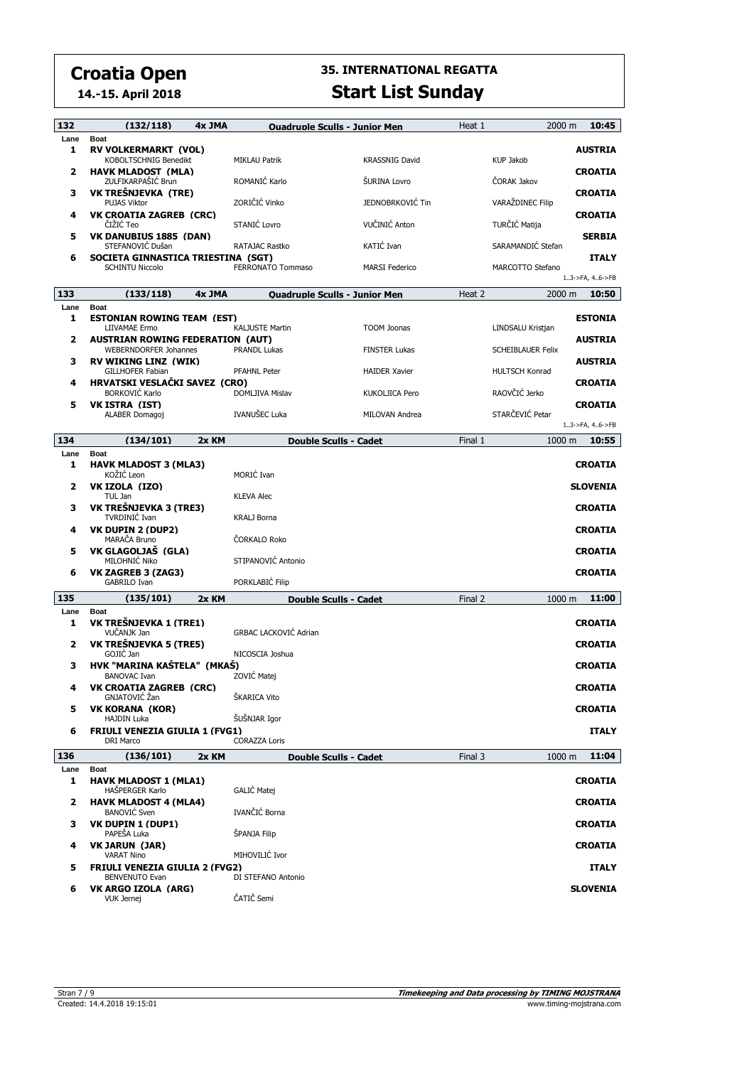# Croatia Open

**14.-15. April 2018**

## 35. INTERNATIONAL REGATTA

## Start List Sunday

| 132 | (132/118) | 4x JMA | Quadruple Sculls - Junior Men | | Heat 1 | 2000 m | 10:45 |
|---|---|---|---|---|---|---|---|
| Lane | Boat | | | | | | |
| 1 | **RV VOLKERMARKT (VOL)** | | | | | | **AUSTRIA** |
| | KOBOLTSCHNIG Benedikt | | MIKLAU Patrik | KRASSNIG David | | KUP Jakob | |
| 2 | **HAVK MLADOST (MLA)** | | | | | | **CROATIA** |
| | ZULFIKARPAŠIĆ Brun | | ROMANIĆ Karlo | ŠURINA Lovro | | ČORAK Jakov | |
| 3 | **VK TREŠNJEVKA (TRE)** | | | | | | **CROATIA** |
| | PUJAS Viktor | | ZORIČIĆ Vinko | JEDNOBRKOVIĆ Tin | | VARAŽDINEC Filip | |
| 4 | **VK CROATIA ZAGREB (CRC)** | | | | | | **CROATIA** |
| | ČIŽIĆ Teo | | STANIĆ Lovro | VUČINIĆ Anton | | TURČIĆ Matija | |
| 5 | **VK DANUBIUS 1885 (DAN)** | | | | | | **SERBIA** |
| | STEFANOVIĆ Dušan | | RATAJAC Rastko | KATIĆ Ivan | | SARAMANDIĆ Stefan | |
| 6 | **SOCIETA GINNASTICA TRIESTINA (SGT)** | | | | | | **ITALY** |
| | SCHINTU Niccolo | | FERRONATO Tommaso | MARSI Federico | | MARCOTTO Stefano | |
| | | | | | | | 1..3->FA, 4..6->FB |

| 133 | (133/118) | 4x JMA | Quadruple Sculls - Junior Men | | Heat 2 | 2000 m | 10:50 |
|---|---|---|---|---|---|---|---|
| Lane | Boat | | | | | | |
| 1 | **ESTONIAN ROWING TEAM (EST)** | | | | | | **ESTONIA** |
| | LIIVAMAE Ermo | | KALJUSTE Martin | TOOM Joonas | | LINDSALU Kristjan | |
| 2 | **AUSTRIAN ROWING FEDERATION (AUT)** | | | | | | **AUSTRIA** |
| | WEBERNDORFER Johannes | | PRANDL Lukas | FINSTER Lukas | | SCHEIBLAUER Felix | |
| 3 | **RV WIKING LINZ (WIK)** | | | | | | **AUSTRIA** |
| | GILLHOFER Fabian | | PFAHNL Peter | HAIDER Xavier | | HULTSCH Konrad | |
| 4 | **HRVATSKI VESLAČKI SAVEZ (CRO)** | | | | | | **CROATIA** |
| | BORKOVIĆ Karlo | | DOMLJIVA Mislav | KUKOLJICA Pero | | RAOVČIĆ Jerko | |
| 5 | **VK ISTRA (IST)** | | | | | | **CROATIA** |
| | ALABER Domagoj | | IVANUŠEC Luka | MILOVAN Andrea | | STARČEVIĆ Petar | |
| | | | | | | | 1..3->FA, 4..6->FB |

| 134 | (134/101) | 2x KM | Double Sculls - Cadet | Final 1 | 1000 m | 10:55 |
|---|---|---|---|---|---|---|
| Lane | Boat | | | | | |
| 1 | **HAVK MLADOST 3 (MLA3)** | | | | | **CROATIA** |
| | KOŽIĆ Leon | | MORIĆ Ivan | | | |
| 2 | **VK IZOLA (IZO)** | | | | | **SLOVENIA** |
| | TUL Jan | | KLEVA Alec | | | |
| 3 | **VK TREŠNJEVKA 3 (TRE3)** | | | | | **CROATIA** |
| | TVRDINIĆ Ivan | | KRALJ Borna | | | |
| 4 | **VK DUPIN 2 (DUP2)** | | | | | **CROATIA** |
| | MARAČA Bruno | | ČORKALO Roko | | | |
| 5 | **VK GLAGOLJAŠ (GLA)** | | | | | **CROATIA** |
| | MILOHNIĆ Niko | | STIPANOVIĆ Antonio | | | |
| 6 | **VK ZAGREB 3 (ZAG3)** | | | | | **CROATIA** |
| | GABRILO Ivan | | PORKLABIĆ Filip | | | |

| 135 | (135/101) | 2x KM | Double Sculls - Cadet | Final 2 | 1000 m | 11:00 |
|---|---|---|---|---|---|---|
| Lane | Boat | | | | | |
| 1 | **VK TREŠNJEVKA 1 (TRE1)** | | | | | **CROATIA** |
| | VUČANJK Jan | | GRBAC LACKOVIĆ Adrian | | | |
| 2 | **VK TREŠNJEVKA 5 (TRE5)** | | | | | **CROATIA** |
| | GOJIĆ Jan | | NICOSCIA Joshua | | | |
| 3 | **HVK "MARINA KAŠTELA" (MKAŠ)** | | | | | **CROATIA** |
| | BANOVAC Ivan | | ZOVIĆ Matej | | | |
| 4 | **VK CROATIA ZAGREB (CRC)** | | | | | **CROATIA** |
| | GNJATOVIĆ Žan | | ŠKARICA Vito | | | |
| 5 | **VK KORANA (KOR)** | | | | | **CROATIA** |
| | HAJDIN Luka | | ŠUŠNJAR Igor | | | |
| 6 | **FRIULI VENEZIA GIULIA 1 (FVG1)** | | | | | **ITALY** |
| | DRI Marco | | CORAZZA Loris | | | |

| 136 | (136/101) | 2x KM | Double Sculls - Cadet | Final 3 | 1000 m | 11:04 |
|---|---|---|---|---|---|---|
| Lane | Boat | | | | | |
| 1 | **HAVK MLADOST 1 (MLA1)** | | | | | **CROATIA** |
| | HAŠPERGER Karlo | | GALIĆ Matej | | | |
| 2 | **HAVK MLADOST 4 (MLA4)** | | | | | **CROATIA** |
| | BANOVIĆ Sven | | IVANČIĆ Borna | | | |
| 3 | **VK DUPIN 1 (DUP1)** | | | | | **CROATIA** |
| | PAPEŠA Luka | | ŠPANJA Filip | | | |
| 4 | **VK JARUN (JAR)** | | | | | **CROATIA** |
| | VARAT Nino | | MIHOVILIĆ Ivor | | | |
| 5 | **FRIULI VENEZIA GIULIA 2 (FVG2)** | | | | | **ITALY** |
| | BENVENUTO Evan | | DI STEFANO Antonio | | | |
| 6 | **VK ARGO IZOLA (ARG)** | | | | | **SLOVENIA** |
| | VUK Jernej | | ČATIČ Semi | | | |

Created: 14.4.2018 19:15:01

**Timekeeping and Data processing by TIMING MOJSTRANA**
www.timing-mojstrana.com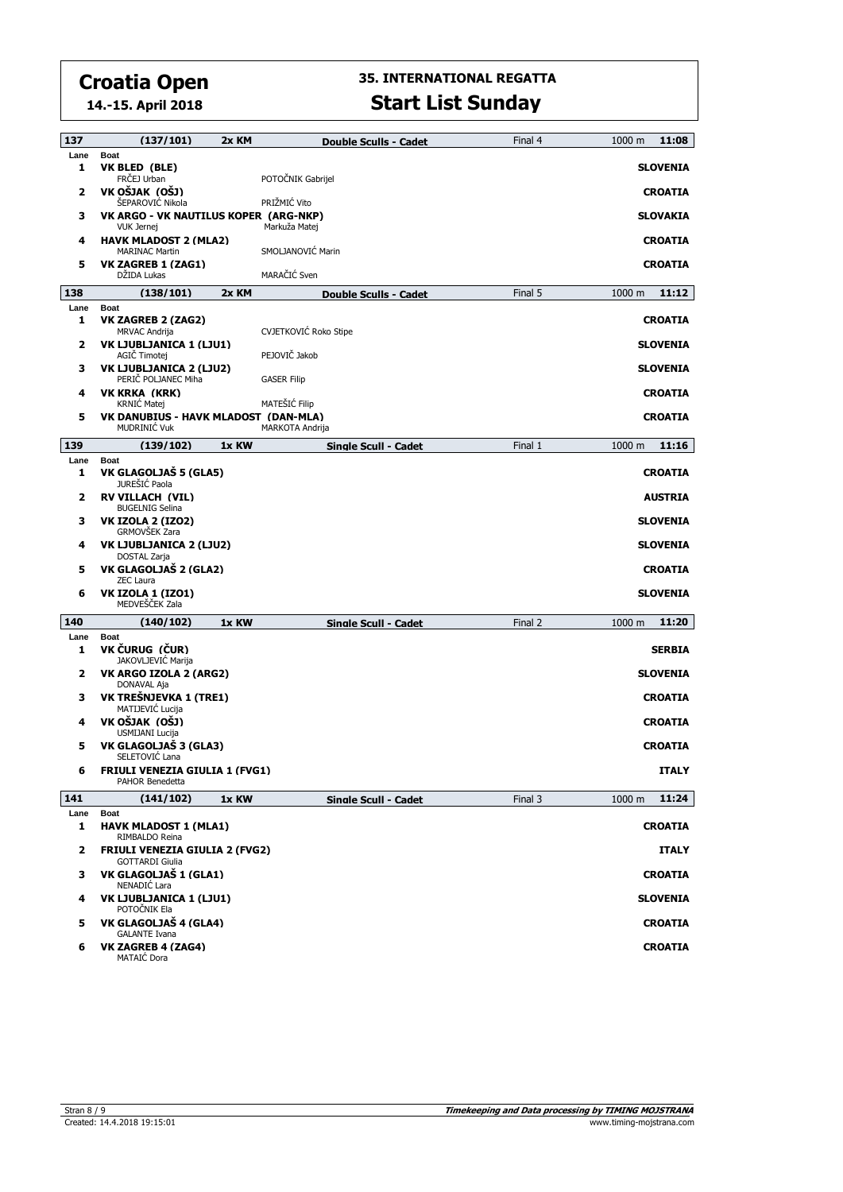# Croatia Open

**14.-15. April 2018**

## 35. INTERNATIONAL REGATTA

## Start List Sunday

| 137 | (137/101) | 2x KM | Double Sculls - Cadet | Final 4 | 1000 m | 11:08 |
|---|---|---|---|---|---|---|
| **Lane** | **Boat** | | | | | |
| **1** | **VK BLED (BLE)** | | | | | **SLOVENIA** |
| | FRČEJ Urban | | POTOČNIK Gabrijel | | | |
| **2** | **VK OŠJAK (OŠJ)** | | | | | **CROATIA** |
| | ŠEPAROVIĆ Nikola | | PRIŽMIĆ Vito | | | |
| **3** | **VK ARGO - VK NAUTILUS KOPER (ARG-NKP)** | | | | | **SLOVAKIA** |
| | VUK Jernej | | Markuža Matej | | | |
| **4** | **HAVK MLADOST 2 (MLA2)** | | | | | **CROATIA** |
| | MARINAC Martin | | SMOLJANOVIĆ Marin | | | |
| **5** | **VK ZAGREB 1 (ZAG1)** | | | | | **CROATIA** |
| | DŽIDA Lukas | | MARAČIĆ Sven | | | |

| 138 | (138/101) | 2x KM | Double Sculls - Cadet | Final 5 | 1000 m | 11:12 |
|---|---|---|---|---|---|---|
| **Lane** | **Boat** | | | | | |
| **1** | **VK ZAGREB 2 (ZAG2)** | | | | | **CROATIA** |
| | MRVAC Andrija | | CVJETKOVIĆ Roko Stipe | | | |
| **2** | **VK LJUBLJANICA 1 (LJU1)** | | | | | **SLOVENIA** |
| | AGIĆ Timotej | | PEJOVIČ Jakob | | | |
| **3** | **VK LJUBLJANICA 2 (LJU2)** | | | | | **SLOVENIA** |
| | PERIČ POLJANEC Miha | | GASER Filip | | | |
| **4** | **VK KRKA (KRK)** | | | | | **CROATIA** |
| | KRNIĆ Matej | | MATEŠIĆ Filip | | | |
| **5** | **VK DANUBIUS - HAVK MLADOST (DAN-MLA)** | | | | | **CROATIA** |
| | MUDRINIĆ Vuk | | MARKOTA Andrija | | | |

| 139 | (139/102) | 1x KW | Single Scull - Cadet | Final 1 | 1000 m | 11:16 |
|---|---|---|---|---|---|---|
| **Lane** | **Boat** | | | | | |
| **1** | **VK GLAGOLJAŠ 5 (GLA5)** | | | | | **CROATIA** |
| | JUREŠIĆ Paola | | | | | |
| **2** | **RV VILLACH (VIL)** | | | | | **AUSTRIA** |
| | BUGELNIG Selina | | | | | |
| **3** | **VK IZOLA 2 (IZO2)** | | | | | **SLOVENIA** |
| | GRMOVŠEK Zara | | | | | |
| **4** | **VK LJUBLJANICA 2 (LJU2)** | | | | | **SLOVENIA** |
| | DOSTAL Zarja | | | | | |
| **5** | **VK GLAGOLJAŠ 2 (GLA2)** | | | | | **CROATIA** |
| | ZEC Laura | | | | | |
| **6** | **VK IZOLA 1 (IZO1)** | | | | | **SLOVENIA** |
| | MEDVEŠČEK Zala | | | | | |

| 140 | (140/102) | 1x KW | Single Scull - Cadet | Final 2 | 1000 m | 11:20 |
|---|---|---|---|---|---|---|
| **Lane** | **Boat** | | | | | |
| **1** | **VK ČURUG (ČUR)** | | | | | **SERBIA** |
| | JAKOVLJEVIĆ Marija | | | | | |
| **2** | **VK ARGO IZOLA 2 (ARG2)** | | | | | **SLOVENIA** |
| | DONAVAL Aja | | | | | |
| **3** | **VK TREŠNJEVKA 1 (TRE1)** | | | | | **CROATIA** |
| | MATIJEVIĆ Lucija | | | | | |
| **4** | **VK OŠJAK (OŠJ)** | | | | | **CROATIA** |
| | USMIJANI Lucija | | | | | |
| **5** | **VK GLAGOLJAŠ 3 (GLA3)** | | | | | **CROATIA** |
| | SELETOVIĆ Lana | | | | | |
| **6** | **FRIULI VENEZIA GIULIA 1 (FVG1)** | | | | | **ITALY** |
| | PAHOR Benedetta | | | | | |

| 141 | (141/102) | 1x KW | Single Scull - Cadet | Final 3 | 1000 m | 11:24 |
|---|---|---|---|---|---|---|
| **Lane** | **Boat** | | | | | |
| **1** | **HAVK MLADOST 1 (MLA1)** | | | | | **CROATIA** |
| | RIMBALDO Reina | | | | | |
| **2** | **FRIULI VENEZIA GIULIA 2 (FVG2)** | | | | | **ITALY** |
| | GOTTARDI Giulia | | | | | |
| **3** | **VK GLAGOLJAŠ 1 (GLA1)** | | | | | **CROATIA** |
| | NENADIĆ Lara | | | | | |
| **4** | **VK LJUBLJANICA 1 (LJU1)** | | | | | **SLOVENIA** |
| | POTOČNIK Ela | | | | | |
| **5** | **VK GLAGOLJAŠ 4 (GLA4)** | | | | | **CROATIA** |
| | GALANTE Ivana | | | | | |
| **6** | **VK ZAGREB 4 (ZAG4)** | | | | | **CROATIA** |
| | MATAIĆ Dora | | | | | |

Created: 14.4.2018 19:15:01

*Timekeeping and Data processing by TIMING MOJSTRANA*
www.timing-mojstrana.com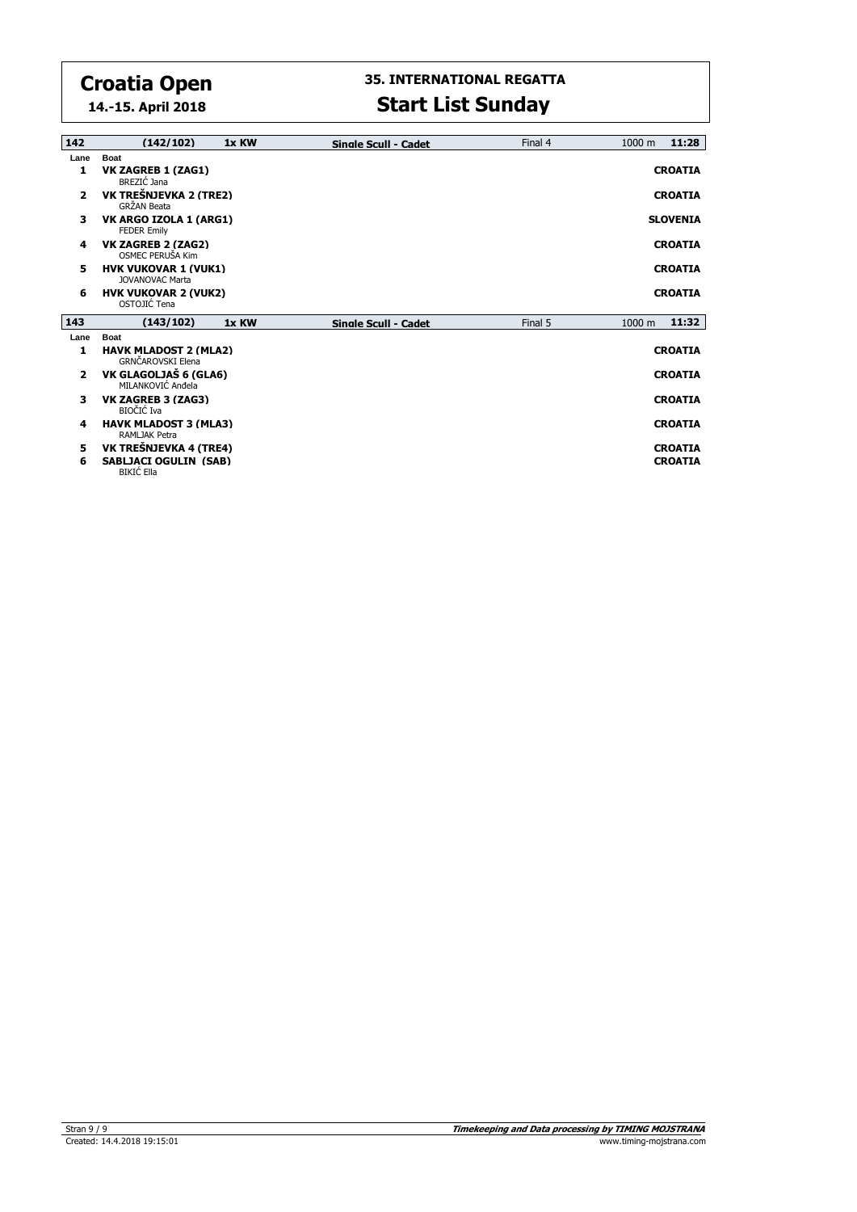# Croatia Open

**14.-15. April 2018**

## 35. INTERNATIONAL REGATTA

## Start List Sunday

| 142 | (142/102) | 1x KW | Single Scull - Cadet | Final 4 | 1000 m | 11:28 |
|---|---|---|---|---|---|---|

| Lane | Boat | |
|---|---|---|
| 1 | **VK ZAGREB 1 (ZAG1)**<br>BREZIĆ Jana | **CROATIA** |
| 2 | **VK TREŠNJEVKA 2 (TRE2)**<br>GRŽAN Beata | **CROATIA** |
| 3 | **VK ARGO IZOLA 1 (ARG1)**<br>FEDER Emily | **SLOVENIA** |
| 4 | **VK ZAGREB 2 (ZAG2)**<br>OSMEC PERUŠA Kim | **CROATIA** |
| 5 | **HVK VUKOVAR 1 (VUK1)**<br>JOVANOVAC Marta | **CROATIA** |
| 6 | **HVK VUKOVAR 2 (VUK2)**<br>OSTOJIĆ Tena | **CROATIA** |

| 143 | (143/102) | 1x KW | Single Scull - Cadet | Final 5 | 1000 m | 11:32 |
|---|---|---|---|---|---|---|

| Lane | Boat | |
|---|---|---|
| 1 | **HAVK MLADOST 2 (MLA2)**<br>GRNČAROVSKI Elena | **CROATIA** |
| 2 | **VK GLAGOLJAŠ 6 (GLA6)**<br>MILANKOVIĆ Anđela | **CROATIA** |
| 3 | **VK ZAGREB 3 (ZAG3)**<br>BIOČIĆ Iva | **CROATIA** |
| 4 | **HAVK MLADOST 3 (MLA3)**<br>RAMLJAK Petra | **CROATIA** |
| 5 | **VK TREŠNJEVKA 4 (TRE4)** | **CROATIA** |
| 6 | **SABLJACI OGULIN (SAB)**<br>BIKIĆ Ella | **CROATIA** |

Created: 14.4.2018 19:15:01

*Timekeeping and Data processing by TIMING MOJSTRANA*
www.timing-mojstrana.com